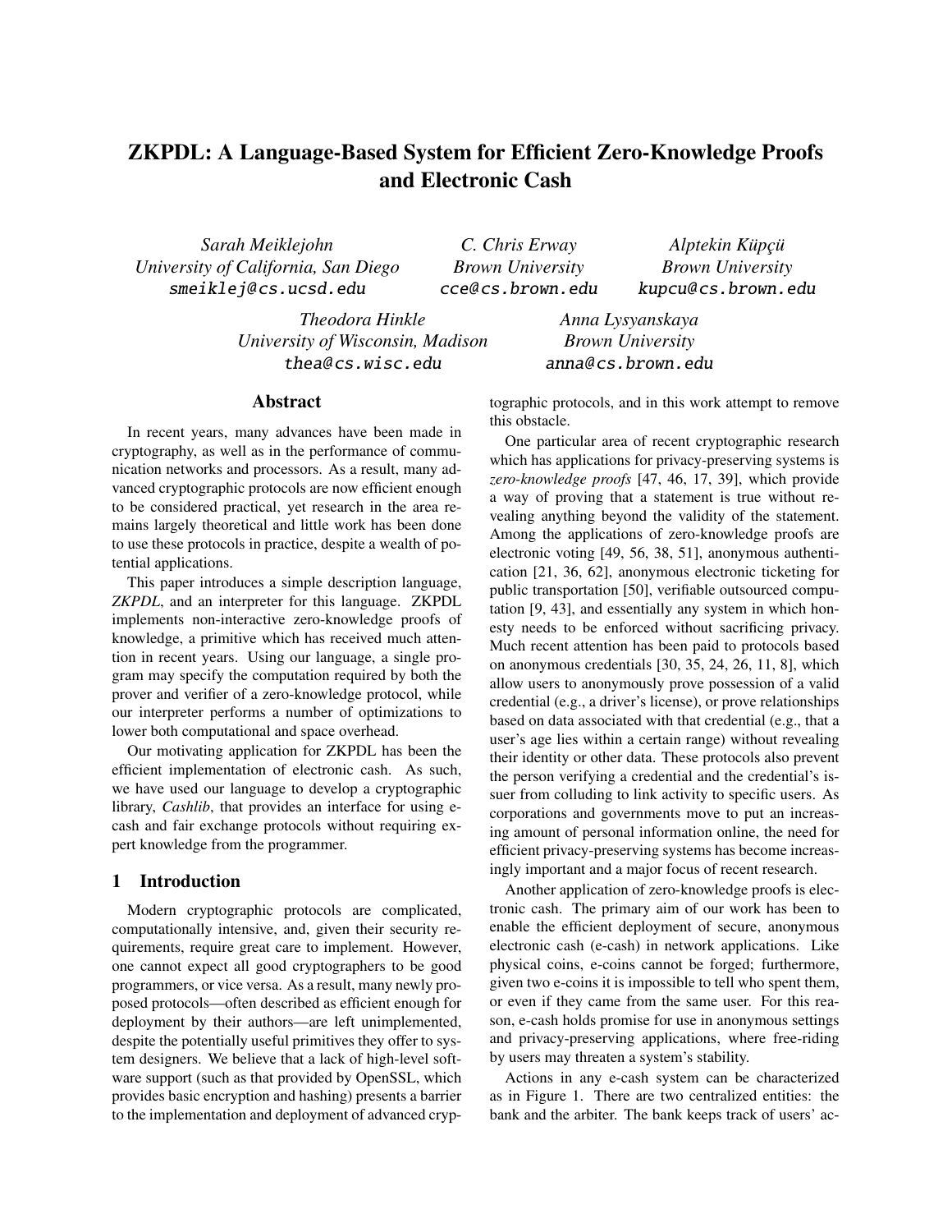# ZKPDL: A Language-Based System for Efficient Zero-Knowledge Proofs and Electronic Cash

*Sarah Meiklejohn*
*University of California, San Diego*
smeiklej@cs.ucsd.edu

*C. Chris Erway*
*Brown University*
cce@cs.brown.edu

*Alptekin Küpçü*
*Brown University*
kupcu@cs.brown.edu

*Theodora Hinkle*
*University of Wisconsin, Madison*
thea@cs.wisc.edu

*Anna Lysyanskaya*
*Brown University*
anna@cs.brown.edu

## Abstract

In recent years, many advances have been made in cryptography, as well as in the performance of communication networks and processors. As a result, many advanced cryptographic protocols are now efficient enough to be considered practical, yet research in the area remains largely theoretical and little work has been done to use these protocols in practice, despite a wealth of potential applications.

This paper introduces a simple description language, *ZKPDL*, and an interpreter for this language. ZKPDL implements non-interactive zero-knowledge proofs of knowledge, a primitive which has received much attention in recent years. Using our language, a single program may specify the computation required by both the prover and verifier of a zero-knowledge protocol, while our interpreter performs a number of optimizations to lower both computational and space overhead.

Our motivating application for ZKPDL has been the efficient implementation of electronic cash. As such, we have used our language to develop a cryptographic library, *Cashlib*, that provides an interface for using e-cash and fair exchange protocols without requiring expert knowledge from the programmer.

## 1 Introduction

Modern cryptographic protocols are complicated, computationally intensive, and, given their security requirements, require great care to implement. However, one cannot expect all good cryptographers to be good programmers, or vice versa. As a result, many newly proposed protocols—often described as efficient enough for deployment by their authors—are left unimplemented, despite the potentially useful primitives they offer to system designers. We believe that a lack of high-level software support (such as that provided by OpenSSL, which provides basic encryption and hashing) presents a barrier to the implementation and deployment of advanced cryptographic protocols, and in this work attempt to remove this obstacle.

One particular area of recent cryptographic research which has applications for privacy-preserving systems is *zero-knowledge proofs* [47, 46, 17, 39], which provide a way of proving that a statement is true without revealing anything beyond the validity of the statement. Among the applications of zero-knowledge proofs are electronic voting [49, 56, 38, 51], anonymous authentication [21, 36, 62], anonymous electronic ticketing for public transportation [50], verifiable outsourced computation [9, 43], and essentially any system in which honesty needs to be enforced without sacrificing privacy. Much recent attention has been paid to protocols based on anonymous credentials [30, 35, 24, 26, 11, 8], which allow users to anonymously prove possession of a valid credential (e.g., a driver's license), or prove relationships based on data associated with that credential (e.g., that a user's age lies within a certain range) without revealing their identity or other data. These protocols also prevent the person verifying a credential and the credential's issuer from colluding to link activity to specific users. As corporations and governments move to put an increasing amount of personal information online, the need for efficient privacy-preserving systems has become increasingly important and a major focus of recent research.

Another application of zero-knowledge proofs is electronic cash. The primary aim of our work has been to enable the efficient deployment of secure, anonymous electronic cash (e-cash) in network applications. Like physical coins, e-coins cannot be forged; furthermore, given two e-coins it is impossible to tell who spent them, or even if they came from the same user. For this reason, e-cash holds promise for use in anonymous settings and privacy-preserving applications, where free-riding by users may threaten a system's stability.

Actions in any e-cash system can be characterized as in Figure 1. There are two centralized entities: the bank and the arbiter. The bank keeps track of users' ac-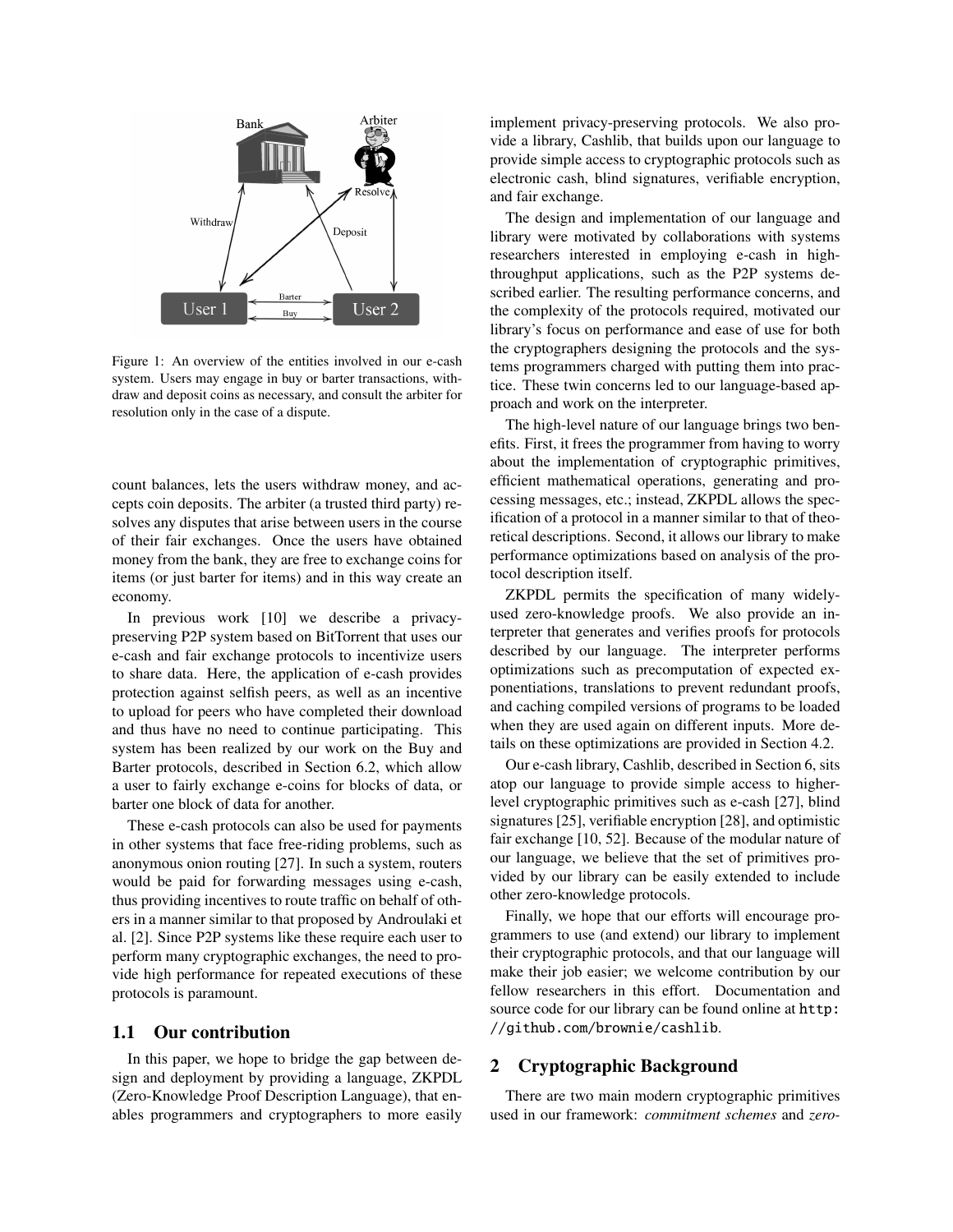Figure 1: An overview of the entities involved in our e-cash system. Users may engage in buy or barter transactions, withdraw and deposit coins as necessary, and consult the arbiter for resolution only in the case of a dispute.

count balances, lets the users withdraw money, and accepts coin deposits. The arbiter (a trusted third party) resolves any disputes that arise between users in the course of their fair exchanges. Once the users have obtained money from the bank, they are free to exchange coins for items (or just barter for items) and in this way create an economy.

In previous work [10] we describe a privacy-preserving P2P system based on BitTorrent that uses our e-cash and fair exchange protocols to incentivize users to share data. Here, the application of e-cash provides protection against selfish peers, as well as an incentive to upload for peers who have completed their download and thus have no need to continue participating. This system has been realized by our work on the Buy and Barter protocols, described in Section 6.2, which allow a user to fairly exchange e-coins for blocks of data, or barter one block of data for another.

These e-cash protocols can also be used for payments in other systems that face free-riding problems, such as anonymous onion routing [27]. In such a system, routers would be paid for forwarding messages using e-cash, thus providing incentives to route traffic on behalf of others in a manner similar to that proposed by Androulaki et al. [2]. Since P2P systems like these require each user to perform many cryptographic exchanges, the need to provide high performance for repeated executions of these protocols is paramount.

## 1.1 Our contribution

In this paper, we hope to bridge the gap between design and deployment by providing a language, ZKPDL (Zero-Knowledge Proof Description Language), that enables programmers and cryptographers to more easily implement privacy-preserving protocols. We also provide a library, Cashlib, that builds upon our language to provide simple access to cryptographic protocols such as electronic cash, blind signatures, verifiable encryption, and fair exchange.

The design and implementation of our language and library were motivated by collaborations with systems researchers interested in employing e-cash in high-throughput applications, such as the P2P systems described earlier. The resulting performance concerns, and the complexity of the protocols required, motivated our library's focus on performance and ease of use for both the cryptographers designing the protocols and the systems programmers charged with putting them into practice. These twin concerns led to our language-based approach and work on the interpreter.

The high-level nature of our language brings two benefits. First, it frees the programmer from having to worry about the implementation of cryptographic primitives, efficient mathematical operations, generating and processing messages, etc.; instead, ZKPDL allows the specification of a protocol in a manner similar to that of theoretical descriptions. Second, it allows our library to make performance optimizations based on analysis of the protocol description itself.

ZKPDL permits the specification of many widely-used zero-knowledge proofs. We also provide an interpreter that generates and verifies proofs for protocols described by our language. The interpreter performs optimizations such as precomputation of expected exponentiations, translations to prevent redundant proofs, and caching compiled versions of programs to be loaded when they are used again on different inputs. More details on these optimizations are provided in Section 4.2.

Our e-cash library, Cashlib, described in Section 6, sits atop our language to provide simple access to higher-level cryptographic primitives such as e-cash [27], blind signatures [25], verifiable encryption [28], and optimistic fair exchange [10, 52]. Because of the modular nature of our language, we believe that the set of primitives provided by our library can be easily extended to include other zero-knowledge protocols.

Finally, we hope that our efforts will encourage programmers to use (and extend) our library to implement their cryptographic protocols, and that our language will make their job easier; we welcome contribution by our fellow researchers in this effort. Documentation and source code for our library can be found online at `http://github.com/brownie/cashlib`.

## 2 Cryptographic Background

There are two main modern cryptographic primitives used in our framework: *commitment schemes* and *zero-*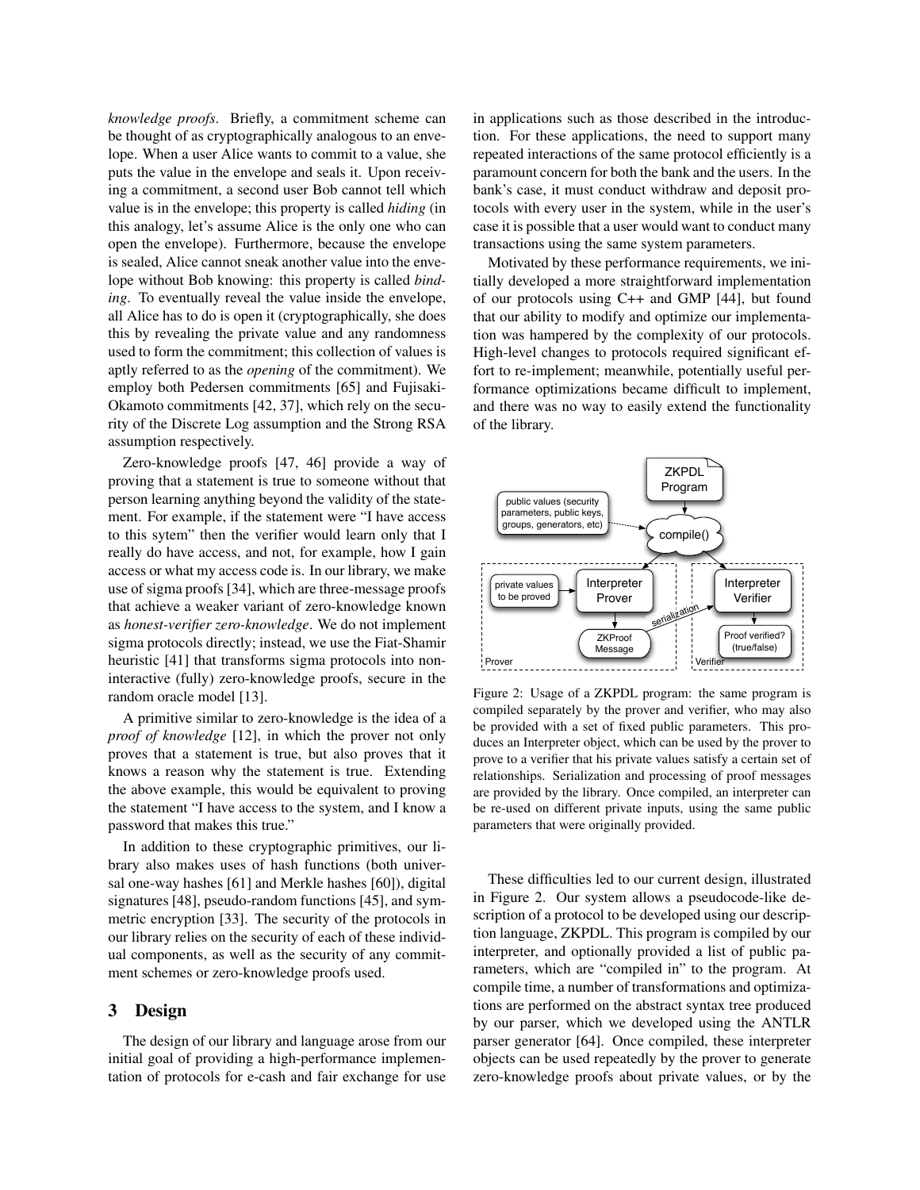*knowledge proofs*. Briefly, a commitment scheme can be thought of as cryptographically analogous to an envelope. When a user Alice wants to commit to a value, she puts the value in the envelope and seals it. Upon receiving a commitment, a second user Bob cannot tell which value is in the envelope; this property is called *hiding* (in this analogy, let's assume Alice is the only one who can open the envelope). Furthermore, because the envelope is sealed, Alice cannot sneak another value into the envelope without Bob knowing: this property is called *binding*. To eventually reveal the value inside the envelope, all Alice has to do is open it (cryptographically, she does this by revealing the private value and any randomness used to form the commitment; this collection of values is aptly referred to as the *opening* of the commitment). We employ both Pedersen commitments [65] and Fujisaki-Okamoto commitments [42, 37], which rely on the security of the Discrete Log assumption and the Strong RSA assumption respectively.

Zero-knowledge proofs [47, 46] provide a way of proving that a statement is true to someone without that person learning anything beyond the validity of the statement. For example, if the statement were "I have access to this sytem" then the verifier would learn only that I really do have access, and not, for example, how I gain access or what my access code is. In our library, we make use of sigma proofs [34], which are three-message proofs that achieve a weaker variant of zero-knowledge known as *honest-verifier zero-knowledge*. We do not implement sigma protocols directly; instead, we use the Fiat-Shamir heuristic [41] that transforms sigma protocols into non-interactive (fully) zero-knowledge proofs, secure in the random oracle model [13].

A primitive similar to zero-knowledge is the idea of a *proof of knowledge* [12], in which the prover not only proves that a statement is true, but also proves that it knows a reason why the statement is true. Extending the above example, this would be equivalent to proving the statement "I have access to the system, and I know a password that makes this true."

In addition to these cryptographic primitives, our library also makes uses of hash functions (both universal one-way hashes [61] and Merkle hashes [60]), digital signatures [48], pseudo-random functions [45], and symmetric encryption [33]. The security of the protocols in our library relies on the security of each of these individual components, as well as the security of any commitment schemes or zero-knowledge proofs used.

## 3 Design

The design of our library and language arose from our initial goal of providing a high-performance implementation of protocols for e-cash and fair exchange for use in applications such as those described in the introduction. For these applications, the need to support many repeated interactions of the same protocol efficiently is a paramount concern for both the bank and the users. In the bank's case, it must conduct withdraw and deposit protocols with every user in the system, while in the user's case it is possible that a user would want to conduct many transactions using the same system parameters.

Motivated by these performance requirements, we initially developed a more straightforward implementation of our protocols using C++ and GMP [44], but found that our ability to modify and optimize our implementation was hampered by the complexity of our protocols. High-level changes to protocols required significant effort to re-implement; meanwhile, potentially useful performance optimizations became difficult to implement, and there was no way to easily extend the functionality of the library.

Figure 2: Usage of a ZKPDL program: the same program is compiled separately by the prover and verifier, who may also be provided with a set of fixed public parameters. This produces an Interpreter object, which can be used by the prover to prove to a verifier that his private values satisfy a certain set of relationships. Serialization and processing of proof messages are provided by the library. Once compiled, an interpreter can be re-used on different private inputs, using the same public parameters that were originally provided.

These difficulties led to our current design, illustrated in Figure 2. Our system allows a pseudocode-like description of a protocol to be developed using our description language, ZKPDL. This program is compiled by our interpreter, and optionally provided a list of public parameters, which are "compiled in" to the program. At compile time, a number of transformations and optimizations are performed on the abstract syntax tree produced by our parser, which we developed using the ANTLR parser generator [64]. Once compiled, these interpreter objects can be used repeatedly by the prover to generate zero-knowledge proofs about private values, or by the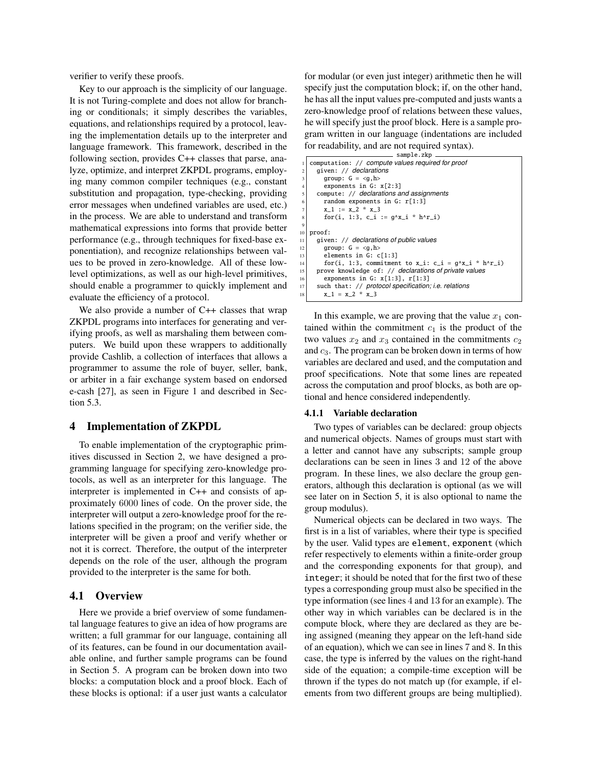verifier to verify these proofs.

Key to our approach is the simplicity of our language. It is not Turing-complete and does not allow for branching or conditionals; it simply describes the variables, equations, and relationships required by a protocol, leaving the implementation details up to the interpreter and language framework. This framework, described in the following section, provides C++ classes that parse, analyze, optimize, and interpret ZKPDL programs, employing many common compiler techniques (e.g., constant substitution and propagation, type-checking, providing error messages when undefined variables are used, etc.) in the process. We are able to understand and transform mathematical expressions into forms that provide better performance (e.g., through techniques for fixed-base exponentiation), and recognize relationships between values to be proved in zero-knowledge. All of these low-level optimizations, as well as our high-level primitives, should enable a programmer to quickly implement and evaluate the efficiency of a protocol.

We also provide a number of C++ classes that wrap ZKPDL programs into interfaces for generating and verifying proofs, as well as marshaling them between computers. We build upon these wrappers to additionally provide Cashlib, a collection of interfaces that allows a programmer to assume the role of buyer, seller, bank, or arbiter in a fair exchange system based on endorsed e-cash [27], as seen in Figure 1 and described in Section 5.3.

## 4 Implementation of ZKPDL

To enable implementation of the cryptographic primitives discussed in Section 2, we have designed a programming language for specifying zero-knowledge protocols, as well as an interpreter for this language. The interpreter is implemented in C++ and consists of approximately 6000 lines of code. On the prover side, the interpreter will output a zero-knowledge proof for the relations specified in the program; on the verifier side, the interpreter will be given a proof and verify whether or not it is correct. Therefore, the output of the interpreter depends on the role of the user, although the program provided to the interpreter is the same for both.

### 4.1 Overview

Here we provide a brief overview of some fundamental language features to give an idea of how programs are written; a full grammar for our language, containing all of its features, can be found in our documentation available online, and further sample programs can be found in Section 5. A program can be broken down into two blocks: a computation block and a proof block. Each of these blocks is optional: if a user just wants a calculator for modular (or even just integer) arithmetic then he will specify just the computation block; if, on the other hand, he has all the input values pre-computed and justs wants a zero-knowledge proof of relations between these values, he will specify just the proof block. Here is a sample program written in our language (indentations are included for readability, and are not required syntax).

sample.zkp

```
1  computation: // compute values required for proof
2    given: // declarations
3      group: G = <g,h>
4      exponents in G: x[2:3]
5    compute: // declarations and assignments
6      random exponents in G: r[1:3]
7      x_1 := x_2 * x_3
8      for(i, 1:3, c_i := g^x_i * h^r_i)
9
10 proof:
11   given: // declarations of public values
12     group: G = <g,h>
13     elements in G: c[1:3]
14     for(i, 1:3, commitment to x_i: c_i = g^x_i * h^r_i)
15   prove knowledge of: // declarations of private values
16     exponents in G: x[1:3], r[1:3]
17   such that: // protocol specification; i.e. relations
18     x_1 = x_2 * x_3
```

In this example, we are proving that the value $x_1$ contained within the commitment $c_1$ is the product of the two values $x_2$ and $x_3$ contained in the commitments $c_2$ and $c_3$. The program can be broken down in terms of how variables are declared and used, and the computation and proof specifications. Note that some lines are repeated across the computation and proof blocks, as both are optional and hence considered independently.

#### 4.1.1 Variable declaration

Two types of variables can be declared: group objects and numerical objects. Names of groups must start with a letter and cannot have any subscripts; sample group declarations can be seen in lines 3 and 12 of the above program. In these lines, we also declare the group generators, although this declaration is optional (as we will see later on in Section 5, it is also optional to name the group modulus).

Numerical objects can be declared in two ways. The first is in a list of variables, where their type is specified by the user. Valid types are `element`, `exponent` (which refer respectively to elements within a finite-order group and the corresponding exponents for that group), and `integer`; it should be noted that for the first two of these types a corresponding group must also be specified in the type information (see lines 4 and 13 for an example). The other way in which variables can be declared is in the compute block, where they are declared as they are being assigned (meaning they appear on the left-hand side of an equation), which we can see in lines 7 and 8. In this case, the type is inferred by the values on the right-hand side of the equation; a compile-time exception will be thrown if the types do not match up (for example, if elements from two different groups are being multiplied).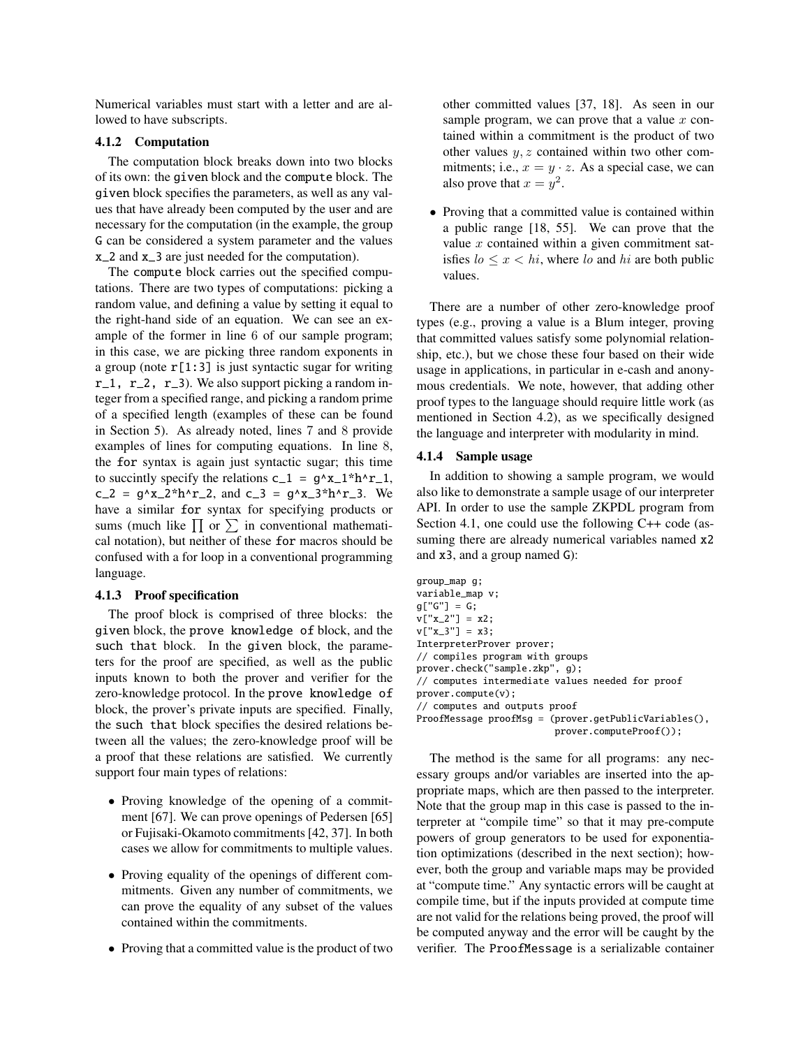Numerical variables must start with a letter and are allowed to have subscripts.

### 4.1.2 Computation

The computation block breaks down into two blocks of its own: the `given` block and the `compute` block. The `given` block specifies the parameters, as well as any values that have already been computed by the user and are necessary for the computation (in the example, the group `G` can be considered a system parameter and the values `x_2` and `x_3` are just needed for the computation).

The `compute` block carries out the specified computations. There are two types of computations: picking a random value, and defining a value by setting it equal to the right-hand side of an equation. We can see an example of the former in line 6 of our sample program; in this case, we are picking three random exponents in a group (note `r[1:3]` is just syntactic sugar for writing `r_1, r_2, r_3`). We also support picking a random integer from a specified range, and picking a random prime of a specified length (examples of these can be found in Section 5). As already noted, lines 7 and 8 provide examples of lines for computing equations. In line 8, the `for` syntax is again just syntactic sugar; this time to succintly specify the relations `c_1 = g^x_1*h^r_1`, `c_2 = g^x_2*h^r_2`, and `c_3 = g^x_3*h^r_3`. We have a similar `for` syntax for specifying products or sums (much like $\prod$ or $\sum$ in conventional mathematical notation), but neither of these `for` macros should be confused with a for loop in a conventional programming language.

### 4.1.3 Proof specification

The proof block is comprised of three blocks: the `given` block, the `prove knowledge of` block, and the `such that` block. In the `given` block, the parameters for the proof are specified, as well as the public inputs known to both the prover and verifier for the zero-knowledge protocol. In the `prove knowledge of` block, the prover's private inputs are specified. Finally, the `such that` block specifies the desired relations between all the values; the zero-knowledge proof will be a proof that these relations are satisfied. We currently support four main types of relations:

- Proving knowledge of the opening of a commitment [67]. We can prove openings of Pedersen [65] or Fujisaki-Okamoto commitments [42, 37]. In both cases we allow for commitments to multiple values.
- Proving equality of the openings of different commitments. Given any number of commitments, we can prove the equality of any subset of the values contained within the commitments.
- Proving that a committed value is the product of two other committed values [37, 18]. As seen in our sample program, we can prove that a value $x$ contained within a commitment is the product of two other values $y, z$ contained within two other commitments; i.e., $x = y \cdot z$. As a special case, we can also prove that $x = y^2$.
- Proving that a committed value is contained within a public range [18, 55]. We can prove that the value $x$ contained within a given commitment satisfies $lo \leq x < hi$, where $lo$ and $hi$ are both public values.

There are a number of other zero-knowledge proof types (e.g., proving a value is a Blum integer, proving that committed values satisfy some polynomial relationship, etc.), but we chose these four based on their wide usage in applications, in particular in e-cash and anonymous credentials. We note, however, that adding other proof types to the language should require little work (as mentioned in Section 4.2), as we specifically designed the language and interpreter with modularity in mind.

### 4.1.4 Sample usage

In addition to showing a sample program, we would also like to demonstrate a sample usage of our interpreter API. In order to use the sample ZKPDL program from Section 4.1, one could use the following C++ code (assuming there are already numerical variables named `x2` and `x3`, and a group named `G`):

```
group_map g;
variable_map v;
g["G"] = G;
v["x_2"] = x2;
v["x_3"] = x3;
InterpreterProver prover;
// compiles program with groups
prover.check("sample.zkp", g);
// computes intermediate values needed for proof
prover.compute(v);
// computes and outputs proof
ProofMessage proofMsg = (prover.getPublicVariables(),
                         prover.computeProof());
```

The method is the same for all programs: any necessary groups and/or variables are inserted into the appropriate maps, which are then passed to the interpreter. Note that the group map in this case is passed to the interpreter at "compile time" so that it may pre-compute powers of group generators to be used for exponentiation optimizations (described in the next section); however, both the group and variable maps may be provided at "compute time." Any syntactic errors will be caught at compile time, but if the inputs provided at compute time are not valid for the relations being proved, the proof will be computed anyway and the error will be caught by the verifier. The `ProofMessage` is a serializable container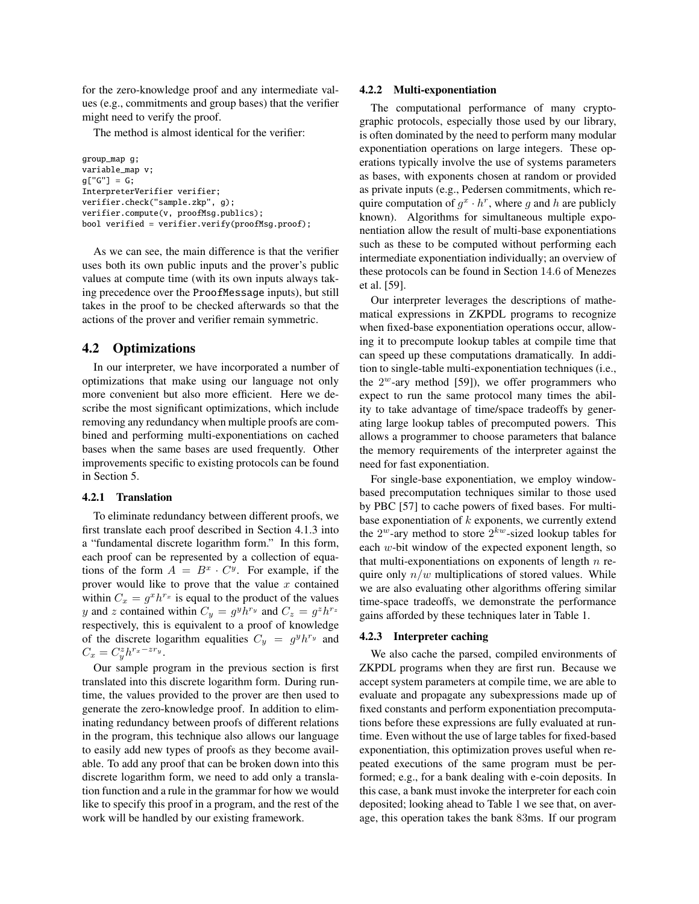for the zero-knowledge proof and any intermediate values (e.g., commitments and group bases) that the verifier might need to verify the proof.

The method is almost identical for the verifier:

```
group_map g;
variable_map v;
g["G"] = G;
InterpreterVerifier verifier;
verifier.check("sample.zkp", g);
verifier.compute(v, proofMsg.publics);
bool verified = verifier.verify(proofMsg.proof);
```

As we can see, the main difference is that the verifier uses both its own public inputs and the prover's public values at compute time (with its own inputs always taking precedence over the ProofMessage inputs), but still takes in the proof to be checked afterwards so that the actions of the prover and verifier remain symmetric.

## 4.2 Optimizations

In our interpreter, we have incorporated a number of optimizations that make using our language not only more convenient but also more efficient. Here we describe the most significant optimizations, which include removing any redundancy when multiple proofs are combined and performing multi-exponentiations on cached bases when the same bases are used frequently. Other improvements specific to existing protocols can be found in Section 5.

### 4.2.1 Translation

To eliminate redundancy between different proofs, we first translate each proof described in Section 4.1.3 into a "fundamental discrete logarithm form." In this form, each proof can be represented by a collection of equations of the form $A = B^x \cdot C^y$. For example, if the prover would like to prove that the value $x$ contained within $C_x = g^x h^{r_x}$ is equal to the product of the values $y$ and $z$ contained within $C_y = g^y h^{r_y}$ and $C_z = g^z h^{r_z}$ respectively, this is equivalent to a proof of knowledge of the discrete logarithm equalities $C_y = g^y h^{r_y}$ and $C_x = C_y^z h^{r_x - z r_y}$.

Our sample program in the previous section is first translated into this discrete logarithm form. During runtime, the values provided to the prover are then used to generate the zero-knowledge proof. In addition to eliminating redundancy between proofs of different relations in the program, this technique also allows our language to easily add new types of proofs as they become available. To add any proof that can be broken down into this discrete logarithm form, we need to add only a translation function and a rule in the grammar for how we would like to specify this proof in a program, and the rest of the work will be handled by our existing framework.

### 4.2.2 Multi-exponentiation

The computational performance of many cryptographic protocols, especially those used by our library, is often dominated by the need to perform many modular exponentiation operations on large integers. These operations typically involve the use of systems parameters as bases, with exponents chosen at random or provided as private inputs (e.g., Pedersen commitments, which require computation of $g^x \cdot h^r$, where $g$ and $h$ are publicly known). Algorithms for simultaneous multiple exponentiation allow the result of multi-base exponentiations such as these to be computed without performing each intermediate exponentiation individually; an overview of these protocols can be found in Section 14.6 of Menezes et al. [59].

Our interpreter leverages the descriptions of mathematical expressions in ZKPDL programs to recognize when fixed-base exponentiation operations occur, allowing it to precompute lookup tables at compile time that can speed up these computations dramatically. In addition to single-table multi-exponentiation techniques (i.e., the $2^w$-ary method [59]), we offer programmers who expect to run the same protocol many times the ability to take advantage of time/space tradeoffs by generating large lookup tables of precomputed powers. This allows a programmer to choose parameters that balance the memory requirements of the interpreter against the need for fast exponentiation.

For single-base exponentiation, we employ window-based precomputation techniques similar to those used by PBC [57] to cache powers of fixed bases. For multi-base exponentiation of $k$ exponents, we currently extend the $2^w$-ary method to store $2^{kw}$-sized lookup tables for each $w$-bit window of the expected exponent length, so that multi-exponentiations on exponents of length $n$ require only $n/w$ multiplications of stored values. While we are also evaluating other algorithms offering similar time-space tradeoffs, we demonstrate the performance gains afforded by these techniques later in Table 1.

### 4.2.3 Interpreter caching

We also cache the parsed, compiled environments of ZKPDL programs when they are first run. Because we accept system parameters at compile time, we are able to evaluate and propagate any subexpressions made up of fixed constants and perform exponentiation precomputations before these expressions are fully evaluated at runtime. Even without the use of large tables for fixed-based exponentiation, this optimization proves useful when repeated executions of the same program must be performed; e.g., for a bank dealing with e-coin deposits. In this case, a bank must invoke the interpreter for each coin deposited; looking ahead to Table 1 we see that, on average, this operation takes the bank 83ms. If our program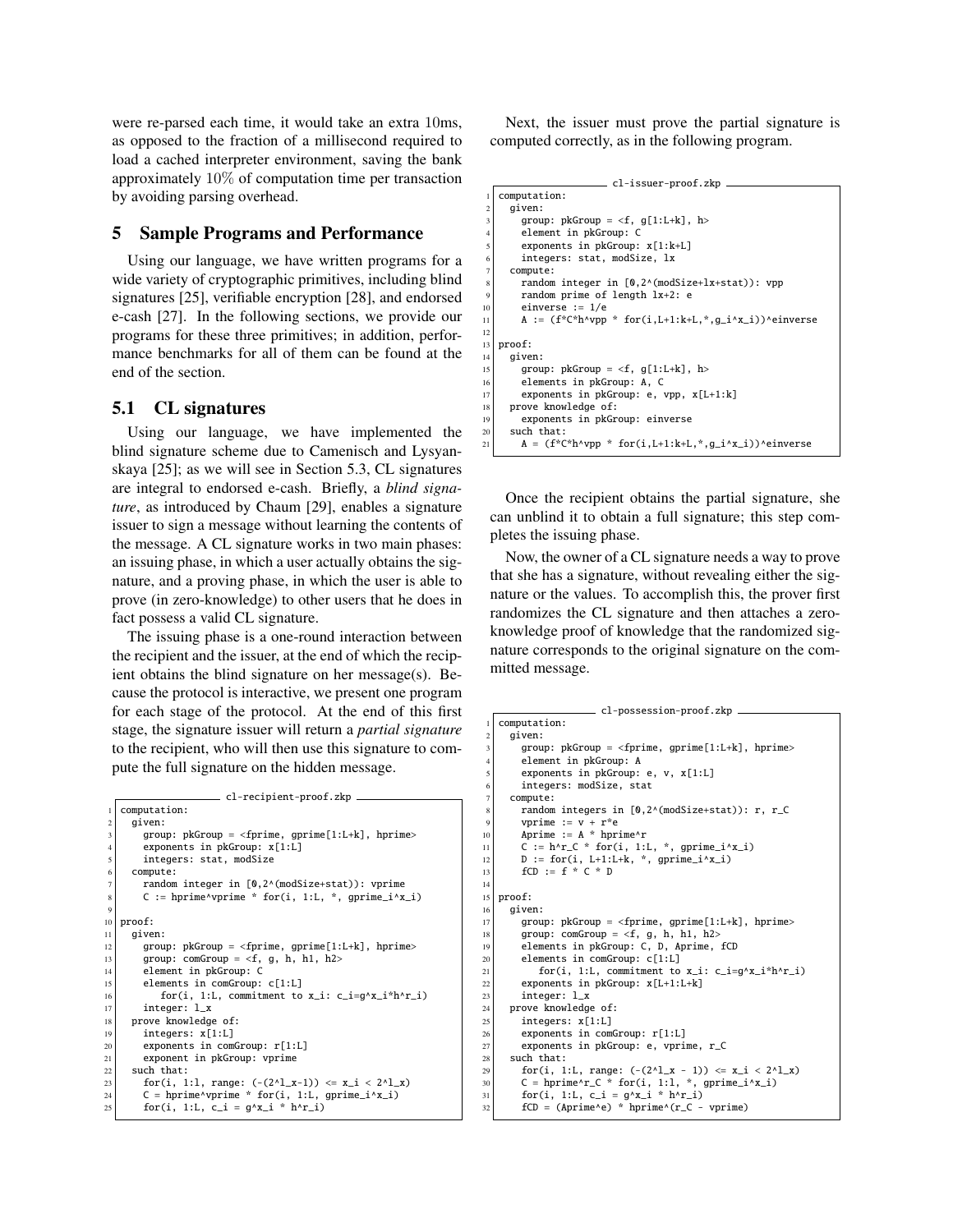were re-parsed each time, it would take an extra 10ms, as opposed to the fraction of a millisecond required to load a cached interpreter environment, saving the bank approximately 10% of computation time per transaction by avoiding parsing overhead.

## 5 Sample Programs and Performance

Using our language, we have written programs for a wide variety of cryptographic primitives, including blind signatures [25], verifiable encryption [28], and endorsed e-cash [27]. In the following sections, we provide our programs for these three primitives; in addition, performance benchmarks for all of them can be found at the end of the section.

### 5.1 CL signatures

Using our language, we have implemented the blind signature scheme due to Camenisch and Lysyanskaya [25]; as we will see in Section 5.3, CL signatures are integral to endorsed e-cash. Briefly, a *blind signature*, as introduced by Chaum [29], enables a signature issuer to sign a message without learning the contents of the message. A CL signature works in two main phases: an issuing phase, in which a user actually obtains the signature, and a proving phase, in which the user is able to prove (in zero-knowledge) to other users that he does in fact possess a valid CL signature.

The issuing phase is a one-round interaction between the recipient and the issuer, at the end of which the recipient obtains the blind signature on her message(s). Because the protocol is interactive, we present one program for each stage of the protocol. At the end of this first stage, the signature issuer will return a *partial signature* to the recipient, who will then use this signature to compute the full signature on the hidden message.

cl-recipient-proof.zkp

```
1  computation:
2    given:
3      group: pkGroup = <fprime, gprime[1:L+k], hprime>
4      exponents in pkGroup: x[1:L]
5      integers: stat, modSize
6    compute:
7      random integer in [0,2^(modSize+stat)): vprime
8      C := hprime^vprime * for(i, 1:L, *, gprime_i^x_i)
9
10 proof:
11   given:
12     group: pkGroup = <fprime, gprime[1:L+k], hprime>
13     group: comGroup = <f, g, h, h1, h2>
14     element in pkGroup: C
15     elements in comGroup: c[1:L]
16        for(i, 1:L, commitment to x_i: c_i=g^x_i*h^r_i)
17     integer: l_x
18   prove knowledge of:
19     integers: x[1:L]
20     exponents in comGroup: r[1:L]
21     exponent in pkGroup: vprime
22   such that:
23     for(i, 1:l, range: (-(2^l_x-1)) <= x_i < 2^l_x)
24     C = hprime^vprime * for(i, 1:L, gprime_i^x_i)
25     for(i, 1:L, c_i = g^x_i * h^r_i)
```

Next, the issuer must prove the partial signature is computed correctly, as in the following program.

cl-issuer-proof.zkp

```
1  computation:
2    given:
3      group: pkGroup = <f, g[1:L+k], h>
4      element in pkGroup: C
5      exponents in pkGroup: x[1:k+L]
6      integers: stat, modSize, lx
7    compute:
8      random integer in [0,2^(modSize+lx+stat)): vpp
9      random prime of length lx+2: e
10     einverse := 1/e
11     A := (f*C*h^vpp * for(i,L+1:k+L,*,g_i^x_i))^einverse
12
13 proof:
14   given:
15     group: pkGroup = <f, g[1:L+k], h>
16     elements in pkGroup: A, C
17     exponents in pkGroup: e, vpp, x[L+1:k]
18   prove knowledge of:
19     exponents in pkGroup: einverse
20   such that:
21     A = (f*C*h^vpp * for(i,L+1:k+L,*,g_i^x_i))^einverse
```

Once the recipient obtains the partial signature, she can unblind it to obtain a full signature; this step completes the issuing phase.

Now, the owner of a CL signature needs a way to prove that she has a signature, without revealing either the signature or the values. To accomplish this, the prover first randomizes the CL signature and then attaches a zero-knowledge proof of knowledge that the randomized signature corresponds to the original signature on the committed message.

cl-possession-proof.zkp

```
1  computation:
2    given:
3      group: pkGroup = <fprime, gprime[1:L+k], hprime>
4      element in pkGroup: A
5      exponents in pkGroup: e, v, x[1:L]
6      integers: modSize, stat
7    compute:
8      random integers in [0,2^(modSize+stat)): r, r_C
9      vprime := v + r*e
10     Aprime := A * hprime^r
11     C := h^r_C * for(i, 1:L, *, gprime_i^x_i)
12     D := for(i, L+1:L+k, *, gprime_i^x_i)
13     fCD := f * C * D
14
15 proof:
16   given:
17     group: pkGroup = <fprime, gprime[1:L+k], hprime>
18     group: comGroup = <f, g, h, h1, h2>
19     elements in pkGroup: C, D, Aprime, fCD
20     elements in comGroup: c[1:L]
21        for(i, 1:L, commitment to x_i: c_i=g^x_i*h^r_i)
22     exponents in pkGroup: x[L+1:L+k]
23     integer: l_x
24   prove knowledge of:
25     integers: x[1:L]
26     exponents in comGroup: r[1:L]
27     exponents in pkGroup: e, vprime, r_C
28   such that:
29     for(i, 1:L, range: (-(2^l_x - 1)) <= x_i < 2^l_x)
30     C = hprime^r_C * for(i, 1:l, *, gprime_i^x_i)
31     for(i, 1:L, c_i = g^x_i * h^r_i)
32     fCD = (Aprime^e) * hprime^(r_C - vprime)
```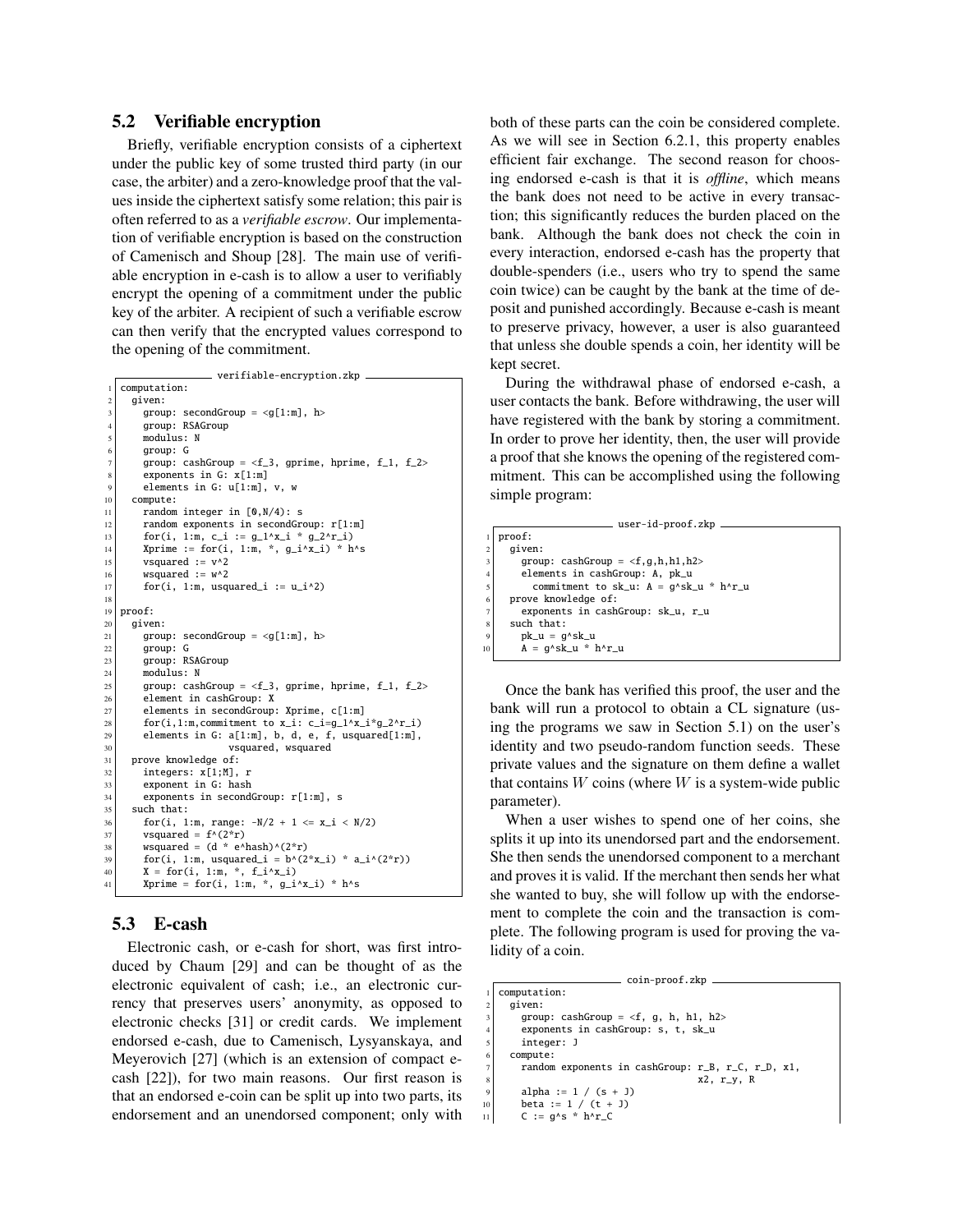## 5.2 Verifiable encryption

Briefly, verifiable encryption consists of a ciphertext under the public key of some trusted third party (in our case, the arbiter) and a zero-knowledge proof that the values inside the ciphertext satisfy some relation; this pair is often referred to as a *verifiable escrow*. Our implementation of verifiable encryption is based on the construction of Camenisch and Shoup [28]. The main use of verifiable encryption in e-cash is to allow a user to verifiably encrypt the opening of a commitment under the public key of the arbiter. A recipient of such a verifiable escrow can then verify that the encrypted values correspond to the opening of the commitment.

verifiable-encryption.zkp

```
computation:
  given:
    group: secondGroup = <g[1:m], h>
    group: RSAGroup
    modulus: N
    group: G
    group: cashGroup = <f_3, gprime, hprime, f_1, f_2>
    exponents in G: x[1:m]
    elements in G: u[1:m], v, w
  compute:
    random integer in [0,N/4): s
    random exponents in secondGroup: r[1:m]
    for(i, 1:m, c_i := g_1^x_i * g_2^r_i)
    Xprime := for(i, 1:m, *, g_i^x_i) * h^s
    vsquared := v^2
    wsquared := w^2
    for(i, 1:m, usquared_i := u_i^2)

proof:
  given:
    group: secondGroup = <g[1:m], h>
    group: G
    group: RSAGroup
    modulus: N
    group: cashGroup = <f_3, gprime, hprime, f_1, f_2>
    element in cashGroup: X
    elements in secondGroup: Xprime, c[1:m]
    for(i,1:m,commitment to x_i: c_i=g_1^x_i*g_2^r_i)
    elements in G: a[1:m], b, d, e, f, usquared[1:m],
                   vsquared, wsquared
  prove knowledge of:
    integers: x[1;M], r
    exponent in G: hash
    exponents in secondGroup: r[1:m], s
  such that:
    for(i, 1:m, range: -N/2 + 1 <= x_i < N/2)
    vsquared = f^(2*r)
    wsquared = (d * e^hash)^(2*r)
    for(i, 1:m, usquared_i = b^(2*x_i) * a_i^(2*r))
    X = for(i, 1:m, *, f_i^x_i)
    Xprime = for(i, 1:m, *, g_i^x_i) * h^s
```

## 5.3 E-cash

Electronic cash, or e-cash for short, was first introduced by Chaum [29] and can be thought of as the electronic equivalent of cash; i.e., an electronic currency that preserves users' anonymity, as opposed to electronic checks [31] or credit cards. We implement endorsed e-cash, due to Camenisch, Lysyanskaya, and Meyerovich [27] (which is an extension of compact e-cash [22]), for two main reasons. Our first reason is that an endorsed e-coin can be split up into two parts, its endorsement and an unendorsed component; only with both of these parts can the coin be considered complete. As we will see in Section 6.2.1, this property enables efficient fair exchange. The second reason for choosing endorsed e-cash is that it is *offline*, which means the bank does not need to be active in every transaction; this significantly reduces the burden placed on the bank. Although the bank does not check the coin in every interaction, endorsed e-cash has the property that double-spenders (i.e., users who try to spend the same coin twice) can be caught by the bank at the time of deposit and punished accordingly. Because e-cash is meant to preserve privacy, however, a user is also guaranteed that unless she double spends a coin, her identity will be kept secret.

During the withdrawal phase of endorsed e-cash, a user contacts the bank. Before withdrawing, the user will have registered with the bank by storing a commitment. In order to prove her identity, then, the user will provide a proof that she knows the opening of the registered commitment. This can be accomplished using the following simple program:

user-id-proof.zkp

```
proof:
  given:
    group: cashGroup = <f,g,h,h1,h2>
    elements in cashGroup: A, pk_u
      commitment to sk_u: A = g^sk_u * h^r_u
  prove knowledge of:
    exponents in cashGroup: sk_u, r_u
  such that:
    pk_u = g^sk_u
    A = g^sk_u * h^r_u
```

Once the bank has verified this proof, the user and the bank will run a protocol to obtain a CL signature (using the programs we saw in Section 5.1) on the user's identity and two pseudo-random function seeds. These private values and the signature on them define a wallet that contains $W$ coins (where $W$ is a system-wide public parameter).

When a user wishes to spend one of her coins, she splits it up into its unendorsed part and the endorsement. She then sends the unendorsed component to a merchant and proves it is valid. If the merchant then sends her what she wanted to buy, she will follow up with the endorsement to complete the coin and the transaction is complete. The following program is used for proving the validity of a coin.

coin-proof.zkp

```
computation:
  given:
    group: cashGroup = <f, g, h, h1, h2>
    exponents in cashGroup: s, t, sk_u
    integer: J
  compute:
    random exponents in cashGroup: r_B, r_C, r_D, x1,
                                   x2, r_y, R
    alpha := 1 / (s + J)
    beta := 1 / (t + J)
    C := g^s * h^r_C
```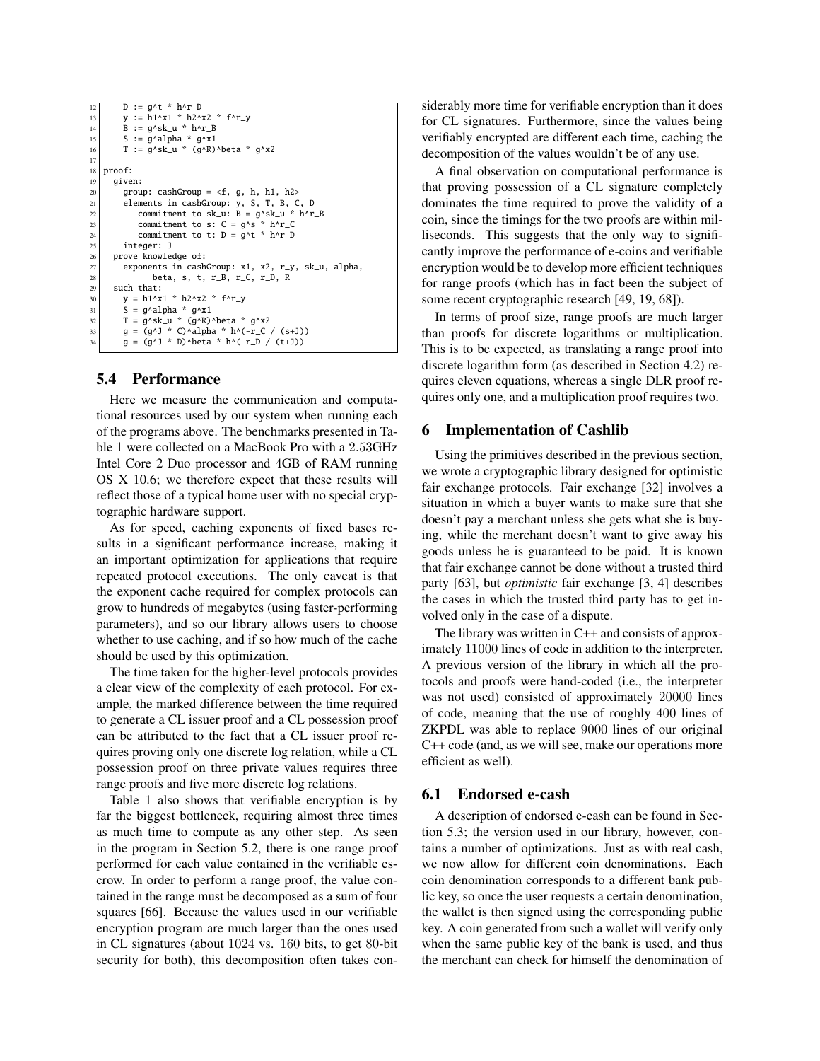```
12      D := g^t * h^r_D
13      y := h1^x1 * h2^x2 * f^r_y
14      B := g^sk_u * h^r_B
15      S := g^alpha * g^x1
16      T := g^sk_u * (g^R)^beta * g^x2
17
18  proof:
19    given:
20      group: cashGroup = <f, g, h, h1, h2>
21      elements in cashGroup: y, S, T, B, C, D
22        commitment to sk_u: B = g^sk_u * h^r_B
23        commitment to s: C = g^s * h^r_C
24        commitment to t: D = g^t * h^r_D
25      integer: J
26    prove knowledge of:
27      exponents in cashGroup: x1, x2, r_y, sk_u, alpha,
28            beta, s, t, r_B, r_C, r_D, R
29    such that:
30      y = h1^x1 * h2^x2 * f^r_y
31      S = g^alpha * g^x1
32      T = g^sk_u * (g^R)^beta * g^x2
33      g = (g^J * C)^alpha * h^(-r_C / (s+J))
34      g = (g^J * D)^beta * h^(-r_D / (t+J))
```

### 5.4 Performance

Here we measure the communication and computational resources used by our system when running each of the programs above. The benchmarks presented in Table 1 were collected on a MacBook Pro with a 2.53GHz Intel Core 2 Duo processor and 4GB of RAM running OS X 10.6; we therefore expect that these results will reflect those of a typical home user with no special cryptographic hardware support.

As for speed, caching exponents of fixed bases results in a significant performance increase, making it an important optimization for applications that require repeated protocol executions. The only caveat is that the exponent cache required for complex protocols can grow to hundreds of megabytes (using faster-performing parameters), and so our library allows users to choose whether to use caching, and if so how much of the cache should be used by this optimization.

The time taken for the higher-level protocols provides a clear view of the complexity of each protocol. For example, the marked difference between the time required to generate a CL issuer proof and a CL possession proof can be attributed to the fact that a CL issuer proof requires proving only one discrete log relation, while a CL possession proof on three private values requires three range proofs and five more discrete log relations.

Table 1 also shows that verifiable encryption is by far the biggest bottleneck, requiring almost three times as much time to compute as any other step. As seen in the program in Section 5.2, there is one range proof performed for each value contained in the verifiable escrow. In order to perform a range proof, the value contained in the range must be decomposed as a sum of four squares [66]. Because the values used in our verifiable encryption program are much larger than the ones used in CL signatures (about 1024 vs. 160 bits, to get 80-bit security for both), this decomposition often takes considerably more time for verifiable encryption than it does for CL signatures. Furthermore, since the values being verifiably encrypted are different each time, caching the decomposition of the values wouldn't be of any use.

A final observation on computational performance is that proving possession of a CL signature completely dominates the time required to prove the validity of a coin, since the timings for the two proofs are within milliseconds. This suggests that the only way to significantly improve the performance of e-coins and verifiable encryption would be to develop more efficient techniques for range proofs (which has in fact been the subject of some recent cryptographic research [49, 19, 68]).

In terms of proof size, range proofs are much larger than proofs for discrete logarithms or multiplication. This is to be expected, as translating a range proof into discrete logarithm form (as described in Section 4.2) requires eleven equations, whereas a single DLR proof requires only one, and a multiplication proof requires two.

## 6 Implementation of Cashlib

Using the primitives described in the previous section, we wrote a cryptographic library designed for optimistic fair exchange protocols. Fair exchange [32] involves a situation in which a buyer wants to make sure that she doesn't pay a merchant unless she gets what she is buying, while the merchant doesn't want to give away his goods unless he is guaranteed to be paid. It is known that fair exchange cannot be done without a trusted third party [63], but *optimistic* fair exchange [3, 4] describes the cases in which the trusted third party has to get involved only in the case of a dispute.

The library was written in C++ and consists of approximately 11000 lines of code in addition to the interpreter. A previous version of the library in which all the protocols and proofs were hand-coded (i.e., the interpreter was not used) consisted of approximately 20000 lines of code, meaning that the use of roughly 400 lines of ZKPDL was able to replace 9000 lines of our original C++ code (and, as we will see, make our operations more efficient as well).

### 6.1 Endorsed e-cash

A description of endorsed e-cash can be found in Section 5.3; the version used in our library, however, contains a number of optimizations. Just as with real cash, we now allow for different coin denominations. Each coin denomination corresponds to a different bank public key, so once the user requests a certain denomination, the wallet is then signed using the corresponding public key. A coin generated from such a wallet will verify only when the same public key of the bank is used, and thus the merchant can check for himself the denomination of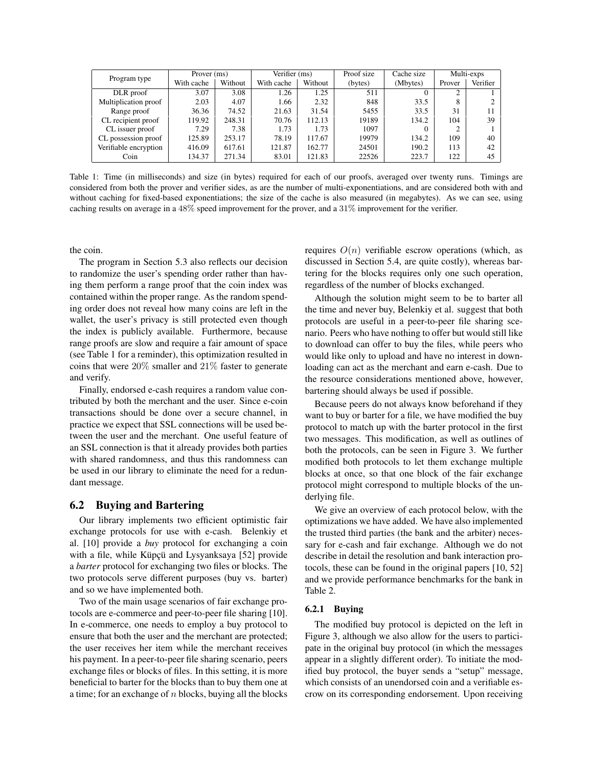| Program type | Prover (ms) | | Verifier (ms) | | Proof size | Cache size | Multi-exps | |
|---|---|---|---|---|---|---|---|---|
| | With cache | Without | With cache | Without | (bytes) | (Mbytes) | Prover | Verifier |
| DLR proof | 3.07 | 3.08 | 1.26 | 1.25 | 511 | 0 | 2 | 1 |
| Multiplication proof | 2.03 | 4.07 | 1.66 | 2.32 | 848 | 33.5 | 8 | 2 |
| Range proof | 36.36 | 74.52 | 21.63 | 31.54 | 5455 | 33.5 | 31 | 11 |
| CL recipient proof | 119.92 | 248.31 | 70.76 | 112.13 | 19189 | 134.2 | 104 | 39 |
| CL issuer proof | 7.29 | 7.38 | 1.73 | 1.73 | 1097 | 0 | 2 | 1 |
| CL possession proof | 125.89 | 253.17 | 78.19 | 117.67 | 19979 | 134.2 | 109 | 40 |
| Verifiable encryption | 416.09 | 617.61 | 121.87 | 162.77 | 24501 | 190.2 | 113 | 42 |
| Coin | 134.37 | 271.34 | 83.01 | 121.83 | 22526 | 223.7 | 122 | 45 |

Table 1: Time (in milliseconds) and size (in bytes) required for each of our proofs, averaged over twenty runs. Timings are considered from both the prover and verifier sides, as are the number of multi-exponentiations, and are considered both with and without caching for fixed-based exponentiations; the size of the cache is also measured (in megabytes). As we can see, using caching results on average in a 48% speed improvement for the prover, and a 31% improvement for the verifier.

the coin.

The program in Section 5.3 also reflects our decision to randomize the user's spending order rather than having them perform a range proof that the coin index was contained within the proper range. As the random spending order does not reveal how many coins are left in the wallet, the user's privacy is still protected even though the index is publicly available. Furthermore, because range proofs are slow and require a fair amount of space (see Table 1 for a reminder), this optimization resulted in coins that were 20% smaller and 21% faster to generate and verify.

Finally, endorsed e-cash requires a random value contributed by both the merchant and the user. Since e-coin transactions should be done over a secure channel, in practice we expect that SSL connections will be used between the user and the merchant. One useful feature of an SSL connection is that it already provides both parties with shared randomness, and thus this randomness can be used in our library to eliminate the need for a redundant message.

## 6.2 Buying and Bartering

Our library implements two efficient optimistic fair exchange protocols for use with e-cash. Belenkiy et al. [10] provide a *buy* protocol for exchanging a coin with a file, while Küpçü and Lysyanksaya [52] provide a *barter* protocol for exchanging two files or blocks. The two protocols serve different purposes (buy vs. barter) and so we have implemented both.

Two of the main usage scenarios of fair exchange protocols are e-commerce and peer-to-peer file sharing [10]. In e-commerce, one needs to employ a buy protocol to ensure that both the user and the merchant are protected; the user receives her item while the merchant receives his payment. In a peer-to-peer file sharing scenario, peers exchange files or blocks of files. In this setting, it is more beneficial to barter for the blocks than to buy them one at a time; for an exchange of $n$ blocks, buying all the blocks requires $O(n)$ verifiable escrow operations (which, as discussed in Section 5.4, are quite costly), whereas bartering for the blocks requires only one such operation, regardless of the number of blocks exchanged.

Although the solution might seem to be to barter all the time and never buy, Belenkiy et al. suggest that both protocols are useful in a peer-to-peer file sharing scenario. Peers who have nothing to offer but would still like to download can offer to buy the files, while peers who would like only to upload and have no interest in downloading can act as the merchant and earn e-cash. Due to the resource considerations mentioned above, however, bartering should always be used if possible.

Because peers do not always know beforehand if they want to buy or barter for a file, we have modified the buy protocol to match up with the barter protocol in the first two messages. This modification, as well as outlines of both the protocols, can be seen in Figure 3. We further modified both protocols to let them exchange multiple blocks at once, so that one block of the fair exchange protocol might correspond to multiple blocks of the underlying file.

We give an overview of each protocol below, with the optimizations we have added. We have also implemented the trusted third parties (the bank and the arbiter) necessary for e-cash and fair exchange. Although we do not describe in detail the resolution and bank interaction protocols, these can be found in the original papers [10, 52] and we provide performance benchmarks for the bank in Table 2.

### 6.2.1 Buying

The modified buy protocol is depicted on the left in Figure 3, although we also allow for the users to participate in the original buy protocol (in which the messages appear in a slightly different order). To initiate the modified buy protocol, the buyer sends a "setup" message, which consists of an unendorsed coin and a verifiable escrow on its corresponding endorsement. Upon receiving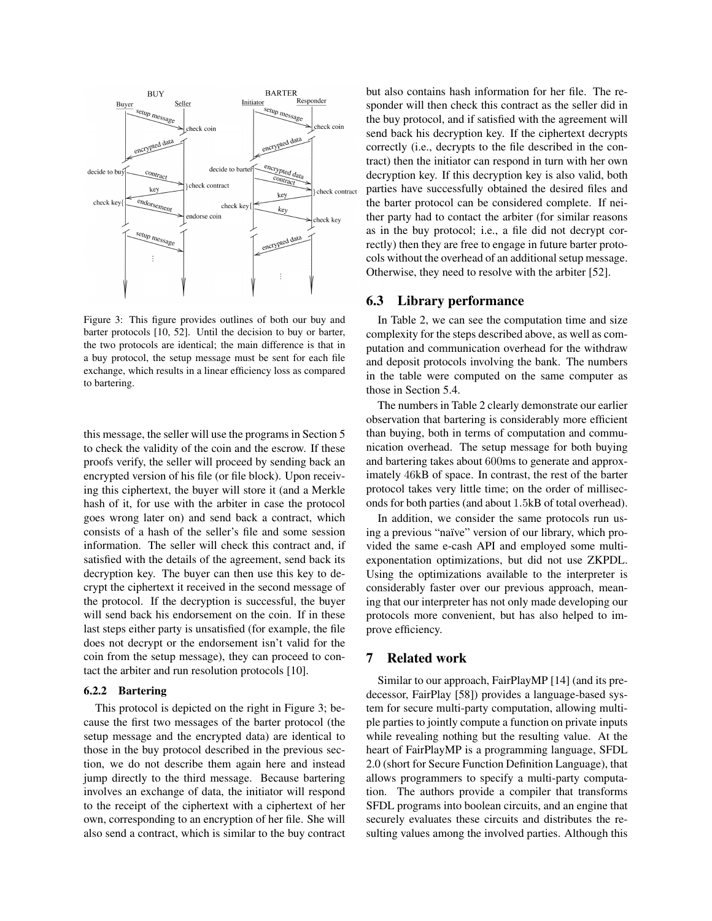Figure 3: This figure provides outlines of both our buy and barter protocols [10, 52]. Until the decision to buy or barter, the two protocols are identical; the main difference is that in a buy protocol, the setup message must be sent for each file exchange, which results in a linear efficiency loss as compared to bartering.

this message, the seller will use the programs in Section 5 to check the validity of the coin and the escrow. If these proofs verify, the seller will proceed by sending back an encrypted version of his file (or file block). Upon receiving this ciphertext, the buyer will store it (and a Merkle hash of it, for use with the arbiter in case the protocol goes wrong later on) and send back a contract, which consists of a hash of the seller's file and some session information. The seller will check this contract and, if satisfied with the details of the agreement, send back its decryption key. The buyer can then use this key to decrypt the ciphertext it received in the second message of the protocol. If the decryption is successful, the buyer will send back his endorsement on the coin. If in these last steps either party is unsatisfied (for example, the file does not decrypt or the endorsement isn't valid for the coin from the setup message), they can proceed to contact the arbiter and run resolution protocols [10].

#### 6.2.2 Bartering

This protocol is depicted on the right in Figure 3; because the first two messages of the barter protocol (the setup message and the encrypted data) are identical to those in the buy protocol described in the previous section, we do not describe them again here and instead jump directly to the third message. Because bartering involves an exchange of data, the initiator will respond to the receipt of the ciphertext with a ciphertext of her own, corresponding to an encryption of her file. She will also send a contract, which is similar to the buy contract but also contains hash information for her file. The responder will then check this contract as the seller did in the buy protocol, and if satisfied with the agreement will send back his decryption key. If the ciphertext decrypts correctly (i.e., decrypts to the file described in the contract) then the initiator can respond in turn with her own decryption key. If this decryption key is also valid, both parties have successfully obtained the desired files and the barter protocol can be considered complete. If neither party had to contact the arbiter (for similar reasons as in the buy protocol; i.e., a file did not decrypt correctly) then they are free to engage in future barter protocols without the overhead of an additional setup message. Otherwise, they need to resolve with the arbiter [52].

### 6.3 Library performance

In Table 2, we can see the computation time and size complexity for the steps described above, as well as computation and communication overhead for the withdraw and deposit protocols involving the bank. The numbers in the table were computed on the same computer as those in Section 5.4.

The numbers in Table 2 clearly demonstrate our earlier observation that bartering is considerably more efficient than buying, both in terms of computation and communication overhead. The setup message for both buying and bartering takes about 600ms to generate and approximately 46kB of space. In contrast, the rest of the barter protocol takes very little time; on the order of milliseconds for both parties (and about 1.5kB of total overhead).

In addition, we consider the same protocols run using a previous "naïve" version of our library, which provided the same e-cash API and employed some multi-exponentation optimizations, but did not use ZKPDL. Using the optimizations available to the interpreter is considerably faster over our previous approach, meaning that our interpreter has not only made developing our protocols more convenient, but has also helped to improve efficiency.

## 7 Related work

Similar to our approach, FairPlayMP [14] (and its predecessor, FairPlay [58]) provides a language-based system for secure multi-party computation, allowing multiple parties to jointly compute a function on private inputs while revealing nothing but the resulting value. At the heart of FairPlayMP is a programming language, SFDL 2.0 (short for Secure Function Definition Language), that allows programmers to specify a multi-party computation. The authors provide a compiler that transforms SFDL programs into boolean circuits, and an engine that securely evaluates these circuits and distributes the resulting values among the involved parties. Although this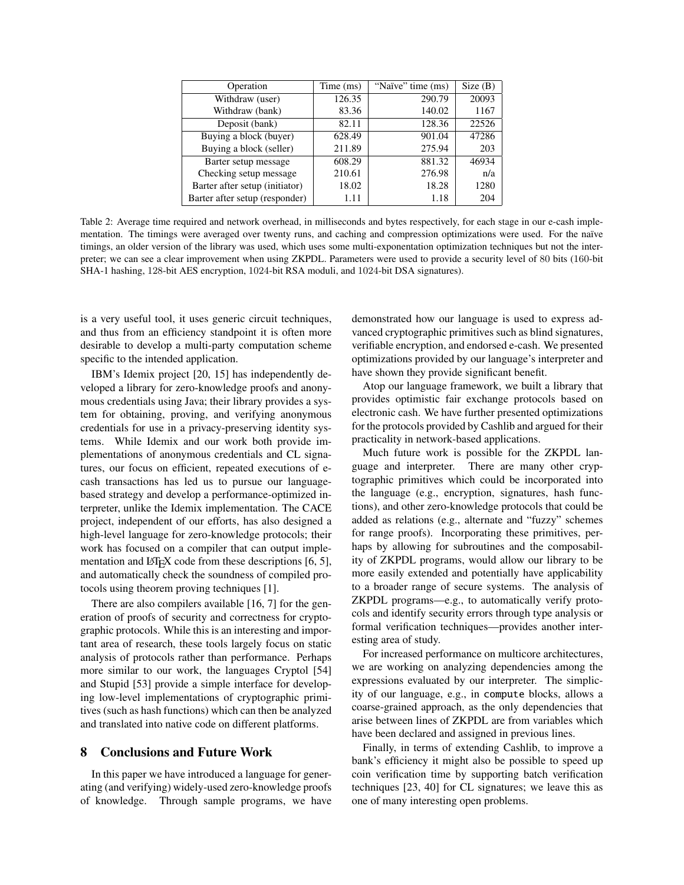| Operation | Time (ms) | "Naïve" time (ms) | Size (B) |
|---|---|---|---|
| Withdraw (user) | 126.35 | 290.79 | 20093 |
| Withdraw (bank) | 83.36 | 140.02 | 1167 |
| Deposit (bank) | 82.11 | 128.36 | 22526 |
| Buying a block (buyer) | 628.49 | 901.04 | 47286 |
| Buying a block (seller) | 211.89 | 275.94 | 203 |
| Barter setup message | 608.29 | 881.32 | 46934 |
| Checking setup message | 210.61 | 276.98 | n/a |
| Barter after setup (initiator) | 18.02 | 18.28 | 1280 |
| Barter after setup (responder) | 1.11 | 1.18 | 204 |

Table 2: Average time required and network overhead, in milliseconds and bytes respectively, for each stage in our e-cash implementation. The timings were averaged over twenty runs, and caching and compression optimizations were used. For the naïve timings, an older version of the library was used, which uses some multi-exponentation optimization techniques but not the interpreter; we can see a clear improvement when using ZKPDL. Parameters were used to provide a security level of 80 bits (160-bit SHA-1 hashing, 128-bit AES encryption, 1024-bit RSA moduli, and 1024-bit DSA signatures).

is a very useful tool, it uses generic circuit techniques, and thus from an efficiency standpoint it is often more desirable to develop a multi-party computation scheme specific to the intended application.

IBM's Idemix project [20, 15] has independently developed a library for zero-knowledge proofs and anonymous credentials using Java; their library provides a system for obtaining, proving, and verifying anonymous credentials for use in a privacy-preserving identity systems. While Idemix and our work both provide implementations of anonymous credentials and CL signatures, our focus on efficient, repeated executions of e-cash transactions has led us to pursue our language-based strategy and develop a performance-optimized interpreter, unlike the Idemix implementation. The CACE project, independent of our efforts, has also designed a high-level language for zero-knowledge protocols; their work has focused on a compiler that can output implementation and LaTeX code from these descriptions [6, 5], and automatically check the soundness of compiled protocols using theorem proving techniques [1].

There are also compilers available [16, 7] for the generation of proofs of security and correctness for cryptographic protocols. While this is an interesting and important area of research, these tools largely focus on static analysis of protocols rather than performance. Perhaps more similar to our work, the languages Cryptol [54] and Stupid [53] provide a simple interface for developing low-level implementations of cryptographic primitives (such as hash functions) which can then be analyzed and translated into native code on different platforms.

## 8 Conclusions and Future Work

In this paper we have introduced a language for generating (and verifying) widely-used zero-knowledge proofs of knowledge. Through sample programs, we have demonstrated how our language is used to express advanced cryptographic primitives such as blind signatures, verifiable encryption, and endorsed e-cash. We presented optimizations provided by our language's interpreter and have shown they provide significant benefit.

Atop our language framework, we built a library that provides optimistic fair exchange protocols based on electronic cash. We have further presented optimizations for the protocols provided by Cashlib and argued for their practicality in network-based applications.

Much future work is possible for the ZKPDL language and interpreter. There are many other cryptographic primitives which could be incorporated into the language (e.g., encryption, signatures, hash functions), and other zero-knowledge protocols that could be added as relations (e.g., alternate and "fuzzy" schemes for range proofs). Incorporating these primitives, perhaps by allowing for subroutines and the composability of ZKPDL programs, would allow our library to be more easily extended and potentially have applicability to a broader range of secure systems. The analysis of ZKPDL programs—e.g., to automatically verify protocols and identify security errors through type analysis or formal verification techniques—provides another interesting area of study.

For increased performance on multicore architectures, we are working on analyzing dependencies among the expressions evaluated by our interpreter. The simplicity of our language, e.g., in `compute` blocks, allows a coarse-grained approach, as the only dependencies that arise between lines of ZKPDL are from variables which have been declared and assigned in previous lines.

Finally, in terms of extending Cashlib, to improve a bank's efficiency it might also be possible to speed up coin verification time by supporting batch verification techniques [23, 40] for CL signatures; we leave this as one of many interesting open problems.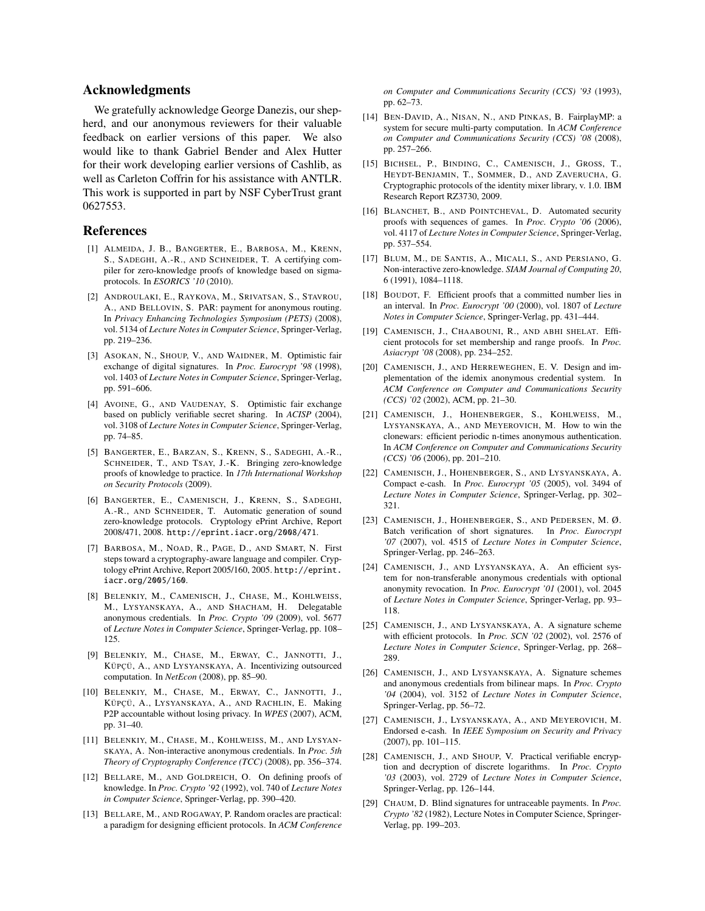## Acknowledgments

We gratefully acknowledge George Danezis, our shepherd, and our anonymous reviewers for their valuable feedback on earlier versions of this paper. We also would like to thank Gabriel Bender and Alex Hutter for their work developing earlier versions of Cashlib, as well as Carleton Coffrin for his assistance with ANTLR. This work is supported in part by NSF CyberTrust grant 0627553.

## References

[1] ALMEIDA, J. B., BANGERTER, E., BARBOSA, M., KRENN, S., SADEGHI, A.-R., AND SCHNEIDER, T. A certifying compiler for zero-knowledge proofs of knowledge based on sigma-protocols. In *ESORICS '10* (2010).

[2] ANDROULAKI, E., RAYKOVA, M., SRIVATSAN, S., STAVROU, A., AND BELLOVIN, S. PAR: payment for anonymous routing. In *Privacy Enhancing Technologies Symposium (PETS)* (2008), vol. 5134 of *Lecture Notes in Computer Science*, Springer-Verlag, pp. 219–236.

[3] ASOKAN, N., SHOUP, V., AND WAIDNER, M. Optimistic fair exchange of digital signatures. In *Proc. Eurocrypt '98* (1998), vol. 1403 of *Lecture Notes in Computer Science*, Springer-Verlag, pp. 591–606.

[4] AVOINE, G., AND VAUDENAY, S. Optimistic fair exchange based on publicly verifiable secret sharing. In *ACISP* (2004), vol. 3108 of *Lecture Notes in Computer Science*, Springer-Verlag, pp. 74–85.

[5] BANGERTER, E., BARZAN, S., KRENN, S., SADEGHI, A.-R., SCHNEIDER, T., AND TSAY, J.-K. Bringing zero-knowledge proofs of knowledge to practice. In *17th International Workshop on Security Protocols* (2009).

[6] BANGERTER, E., CAMENISCH, J., KRENN, S., SADEGHI, A.-R., AND SCHNEIDER, T. Automatic generation of sound zero-knowledge protocols. Cryptology ePrint Archive, Report 2008/471, 2008. http://eprint.iacr.org/2008/471.

[7] BARBOSA, M., NOAD, R., PAGE, D., AND SMART, N. First steps toward a cryptography-aware language and compiler. Cryptology ePrint Archive, Report 2005/160, 2005. http://eprint.iacr.org/2005/160.

[8] BELENKIY, M., CAMENISCH, J., CHASE, M., KOHLWEISS, M., LYSYANSKAYA, A., AND SHACHAM, H. Delegatable anonymous credentials. In *Proc. Crypto '09* (2009), vol. 5677 of *Lecture Notes in Computer Science*, Springer-Verlag, pp. 108–125.

[9] BELENKIY, M., CHASE, M., ERWAY, C., JANNOTTI, J., KÜPÇÜ, A., AND LYSYANSKAYA, A. Incentivizing outsourced computation. In *NetEcon* (2008), pp. 85–90.

[10] BELENKIY, M., CHASE, M., ERWAY, C., JANNOTTI, J., KÜPÇÜ, A., LYSYANSKAYA, A., AND RACHLIN, E. Making P2P accountable without losing privacy. In *WPES* (2007), ACM, pp. 31–40.

[11] BELENKIY, M., CHASE, M., KOHLWEISS, M., AND LYSYANSKAYA, A. Non-interactive anonymous credentials. In *Proc. 5th Theory of Cryptography Conference (TCC)* (2008), pp. 356–374.

[12] BELLARE, M., AND GOLDREICH, O. On defining proofs of knowledge. In *Proc. Crypto '92* (1992), vol. 740 of *Lecture Notes in Computer Science*, Springer-Verlag, pp. 390–420.

[13] BELLARE, M., AND ROGAWAY, P. Random oracles are practical: a paradigm for designing efficient protocols. In *ACM Conference on Computer and Communications Security (CCS) '93* (1993), pp. 62–73.

[14] BEN-DAVID, A., NISAN, N., AND PINKAS, B. FairplayMP: a system for secure multi-party computation. In *ACM Conference on Computer and Communications Security (CCS) '08* (2008), pp. 257–266.

[15] BICHSEL, P., BINDING, C., CAMENISCH, J., GROSS, T., HEYDT-BENJAMIN, T., SOMMER, D., AND ZAVERUCHA, G. Cryptographic protocols of the identity mixer library, v. 1.0. IBM Research Report RZ3730, 2009.

[16] BLANCHET, B., AND POINTCHEVAL, D. Automated security proofs with sequences of games. In *Proc. Crypto '06* (2006), vol. 4117 of *Lecture Notes in Computer Science*, Springer-Verlag, pp. 537–554.

[17] BLUM, M., DE SANTIS, A., MICALI, S., AND PERSIANO, G. Non-interactive zero-knowledge. *SIAM Journal of Computing 20*, 6 (1991), 1084–1118.

[18] BOUDOT, F. Efficient proofs that a committed number lies in an interval. In *Proc. Eurocrypt '00* (2000), vol. 1807 of *Lecture Notes in Computer Science*, Springer-Verlag, pp. 431–444.

[19] CAMENISCH, J., CHAABOUNI, R., AND ABHI SHELAT. Efficient protocols for set membership and range proofs. In *Proc. Asiacrypt '08* (2008), pp. 234–252.

[20] CAMENISCH, J., AND HERREWEGHEN, E. V. Design and implementation of the idemix anonymous credential system. In *ACM Conference on Computer and Communications Security (CCS) '02* (2002), ACM, pp. 21–30.

[21] CAMENISCH, J., HOHENBERGER, S., KOHLWEISS, M., LYSYANSKAYA, A., AND MEYEROVICH, M. How to win the clonewars: efficient periodic n-times anonymous authentication. In *ACM Conference on Computer and Communications Security (CCS) '06* (2006), pp. 201–210.

[22] CAMENISCH, J., HOHENBERGER, S., AND LYSYANSKAYA, A. Compact e-cash. In *Proc. Eurocrypt '05* (2005), vol. 3494 of *Lecture Notes in Computer Science*, Springer-Verlag, pp. 302–321.

[23] CAMENISCH, J., HOHENBERGER, S., AND PEDERSEN, M. Ø. Batch verification of short signatures. In *Proc. Eurocrypt '07* (2007), vol. 4515 of *Lecture Notes in Computer Science*, Springer-Verlag, pp. 246–263.

[24] CAMENISCH, J., AND LYSYANSKAYA, A. An efficient system for non-transferable anonymous credentials with optional anonymity revocation. In *Proc. Eurocrypt '01* (2001), vol. 2045 of *Lecture Notes in Computer Science*, Springer-Verlag, pp. 93–118.

[25] CAMENISCH, J., AND LYSYANSKAYA, A. A signature scheme with efficient protocols. In *Proc. SCN '02* (2002), vol. 2576 of *Lecture Notes in Computer Science*, Springer-Verlag, pp. 268–289.

[26] CAMENISCH, J., AND LYSYANSKAYA, A. Signature schemes and anonymous credentials from bilinear maps. In *Proc. Crypto '04* (2004), vol. 3152 of *Lecture Notes in Computer Science*, Springer-Verlag, pp. 56–72.

[27] CAMENISCH, J., LYSYANSKAYA, A., AND MEYEROVICH, M. Endorsed e-cash. In *IEEE Symposium on Security and Privacy* (2007), pp. 101–115.

[28] CAMENISCH, J., AND SHOUP, V. Practical verifiable encryption and decryption of discrete logarithms. In *Proc. Crypto '03* (2003), vol. 2729 of *Lecture Notes in Computer Science*, Springer-Verlag, pp. 126–144.

[29] CHAUM, D. Blind signatures for untraceable payments. In *Proc. Crypto '82* (1982), Lecture Notes in Computer Science, Springer-Verlag, pp. 199–203.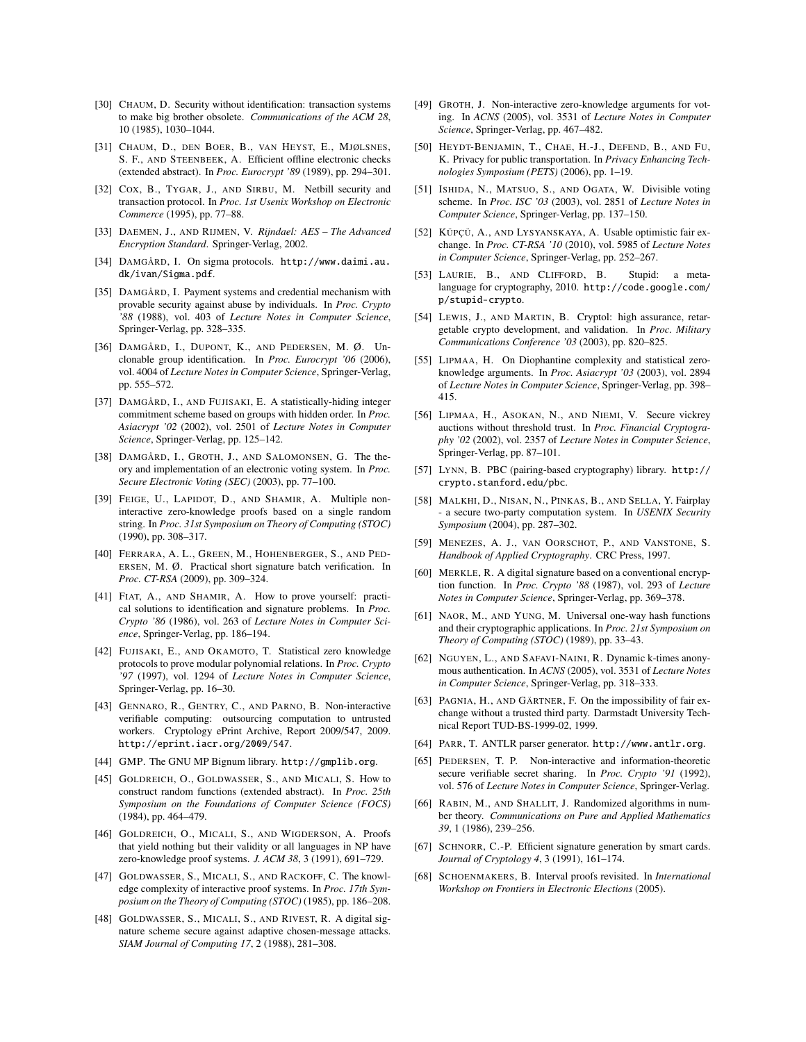[30] CHAUM, D. Security without identification: transaction systems to make big brother obsolete. *Communications of the ACM 28*, 10 (1985), 1030–1044.

[31] CHAUM, D., DEN BOER, B., VAN HEYST, E., MJØLSNES, S. F., AND STEENBEEK, A. Efficient offline electronic checks (extended abstract). In *Proc. Eurocrypt '89* (1989), pp. 294–301.

[32] COX, B., TYGAR, J., AND SIRBU, M. Netbill security and transaction protocol. In *Proc. 1st Usenix Workshop on Electronic Commerce* (1995), pp. 77–88.

[33] DAEMEN, J., AND RIJMEN, V. *Rijndael: AES – The Advanced Encryption Standard*. Springer-Verlag, 2002.

[34] DAMGÅRD, I. On sigma protocols. `http://www.daimi.au.dk/ivan/Sigma.pdf`.

[35] DAMGÅRD, I. Payment systems and credential mechanism with provable security against abuse by individuals. In *Proc. Crypto '88* (1988), vol. 403 of *Lecture Notes in Computer Science*, Springer-Verlag, pp. 328–335.

[36] DAMGÅRD, I., DUPONT, K., AND PEDERSEN, M. Ø. Unclonable group identification. In *Proc. Eurocrypt '06* (2006), vol. 4004 of *Lecture Notes in Computer Science*, Springer-Verlag, pp. 555–572.

[37] DAMGÅRD, I., AND FUJISAKI, E. A statistically-hiding integer commitment scheme based on groups with hidden order. In *Proc. Asiacrypt '02* (2002), vol. 2501 of *Lecture Notes in Computer Science*, Springer-Verlag, pp. 125–142.

[38] DAMGÅRD, I., GROTH, J., AND SALOMONSEN, G. The theory and implementation of an electronic voting system. In *Proc. Secure Electronic Voting (SEC)* (2003), pp. 77–100.

[39] FEIGE, U., LAPIDOT, D., AND SHAMIR, A. Multiple non-interactive zero-knowledge proofs based on a single random string. In *Proc. 31st Symposium on Theory of Computing (STOC)* (1990), pp. 308–317.

[40] FERRARA, A. L., GREEN, M., HOHENBERGER, S., AND PEDERSEN, M. Ø. Practical short signature batch verification. In *Proc. CT-RSA* (2009), pp. 309–324.

[41] FIAT, A., AND SHAMIR, A. How to prove yourself: practical solutions to identification and signature problems. In *Proc. Crypto '86* (1986), vol. 263 of *Lecture Notes in Computer Science*, Springer-Verlag, pp. 186–194.

[42] FUJISAKI, E., AND OKAMOTO, T. Statistical zero knowledge protocols to prove modular polynomial relations. In *Proc. Crypto '97* (1997), vol. 1294 of *Lecture Notes in Computer Science*, Springer-Verlag, pp. 16–30.

[43] GENNARO, R., GENTRY, C., AND PARNO, B. Non-interactive verifiable computing: outsourcing computation to untrusted workers. Cryptology ePrint Archive, Report 2009/547, 2009. `http://eprint.iacr.org/2009/547`.

[44] GMP. The GNU MP Bignum library. `http://gmplib.org`.

[45] GOLDREICH, O., GOLDWASSER, S., AND MICALI, S. How to construct random functions (extended abstract). In *Proc. 25th Symposium on the Foundations of Computer Science (FOCS)* (1984), pp. 464–479.

[46] GOLDREICH, O., MICALI, S., AND WIGDERSON, A. Proofs that yield nothing but their validity or all languages in NP have zero-knowledge proof systems. *J. ACM 38*, 3 (1991), 691–729.

[47] GOLDWASSER, S., MICALI, S., AND RACKOFF, C. The knowledge complexity of interactive proof systems. In *Proc. 17th Symposium on the Theory of Computing (STOC)* (1985), pp. 186–208.

[48] GOLDWASSER, S., MICALI, S., AND RIVEST, R. A digital signature scheme secure against adaptive chosen-message attacks. *SIAM Journal of Computing 17*, 2 (1988), 281–308.

[49] GROTH, J. Non-interactive zero-knowledge arguments for voting. In *ACNS* (2005), vol. 3531 of *Lecture Notes in Computer Science*, Springer-Verlag, pp. 467–482.

[50] HEYDT-BENJAMIN, T., CHAE, H.-J., DEFEND, B., AND FU, K. Privacy for public transportation. In *Privacy Enhancing Technologies Symposium (PETS)* (2006), pp. 1–19.

[51] ISHIDA, N., MATSUO, S., AND OGATA, W. Divisible voting scheme. In *Proc. ISC '03* (2003), vol. 2851 of *Lecture Notes in Computer Science*, Springer-Verlag, pp. 137–150.

[52] KÜPÇÜ, A., AND LYSYANSKAYA, A. Usable optimistic fair exchange. In *Proc. CT-RSA '10* (2010), vol. 5985 of *Lecture Notes in Computer Science*, Springer-Verlag, pp. 252–267.

[53] LAURIE, B., AND CLIFFORD, B. Stupid: a metalanguage for cryptography, 2010. `http://code.google.com/p/stupid-crypto`.

[54] LEWIS, J., AND MARTIN, B. Cryptol: high assurance, retargetable crypto development, and validation. In *Proc. Military Communications Conference '03* (2003), pp. 820–825.

[55] LIPMAA, H. On Diophantine complexity and statistical zero-knowledge arguments. In *Proc. Asiacrypt '03* (2003), vol. 2894 of *Lecture Notes in Computer Science*, Springer-Verlag, pp. 398–415.

[56] LIPMAA, H., ASOKAN, N., AND NIEMI, V. Secure vickrey auctions without threshold trust. In *Proc. Financial Cryptography '02* (2002), vol. 2357 of *Lecture Notes in Computer Science*, Springer-Verlag, pp. 87–101.

[57] LYNN, B. PBC (pairing-based cryptography) library. `http://crypto.stanford.edu/pbc`.

[58] MALKHI, D., NISAN, N., PINKAS, B., AND SELLA, Y. Fairplay - a secure two-party computation system. In *USENIX Security Symposium* (2004), pp. 287–302.

[59] MENEZES, A. J., VAN OORSCHOT, P., AND VANSTONE, S. *Handbook of Applied Cryptography*. CRC Press, 1997.

[60] MERKLE, R. A digital signature based on a conventional encryption function. In *Proc. Crypto '88* (1987), vol. 293 of *Lecture Notes in Computer Science*, Springer-Verlag, pp. 369–378.

[61] NAOR, M., AND YUNG, M. Universal one-way hash functions and their cryptographic applications. In *Proc. 21st Symposium on Theory of Computing (STOC)* (1989), pp. 33–43.

[62] NGUYEN, L., AND SAFAVI-NAINI, R. Dynamic k-times anonymous authentication. In *ACNS* (2005), vol. 3531 of *Lecture Notes in Computer Science*, Springer-Verlag, pp. 318–333.

[63] PAGNIA, H., AND GÄRTNER, F. On the impossibility of fair exchange without a trusted third party. Darmstadt University Technical Report TUD-BS-1999-02, 1999.

[64] PARR, T. ANTLR parser generator. `http://www.antlr.org`.

[65] PEDERSEN, T. P. Non-interactive and information-theoretic secure verifiable secret sharing. In *Proc. Crypto '91* (1992), vol. 576 of *Lecture Notes in Computer Science*, Springer-Verlag.

[66] RABIN, M., AND SHALLIT, J. Randomized algorithms in number theory. *Communications on Pure and Applied Mathematics 39*, 1 (1986), 239–256.

[67] SCHNORR, C.-P. Efficient signature generation by smart cards. *Journal of Cryptology 4*, 3 (1991), 161–174.

[68] SCHOENMAKERS, B. Interval proofs revisited. In *International Workshop on Frontiers in Electronic Elections* (2005).